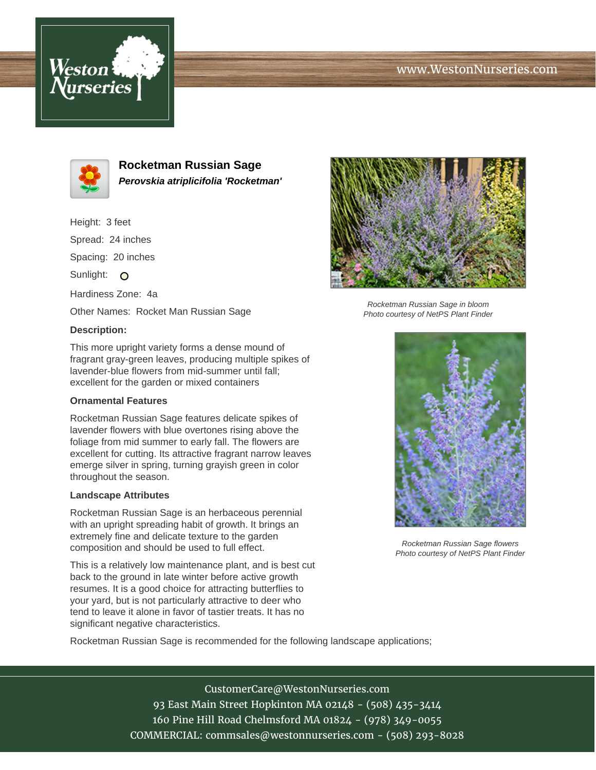# Rocketman Russian Sage

***Perovskia atriplicifolia 'Rocketman'***

Height: 3 feet

Spread: 24 inches

Spacing: 20 inches

Sunlight: O

Hardiness Zone: 4a

Other Names: Rocket Man Russian Sage

**Description:**

This more upright variety forms a dense mound of fragrant gray-green leaves, producing multiple spikes of lavender-blue flowers from mid-summer until fall; excellent for the garden or mixed containers

### Ornamental Features

Rocketman Russian Sage features delicate spikes of lavender flowers with blue overtones rising above the foliage from mid summer to early fall. The flowers are excellent for cutting. Its attractive fragrant narrow leaves emerge silver in spring, turning grayish green in color throughout the season.

### Landscape Attributes

Rocketman Russian Sage is an herbaceous perennial with an upright spreading habit of growth. It brings an extremely fine and delicate texture to the garden composition and should be used to full effect.

This is a relatively low maintenance plant, and is best cut back to the ground in late winter before active growth resumes. It is a good choice for attracting butterflies to your yard, but is not particularly attractive to deer who tend to leave it alone in favor of tastier treats. It has no significant negative characteristics.

Rocketman Russian Sage is recommended for the following landscape applications;

*Rocketman Russian Sage in bloom*
*Photo courtesy of NetPS Plant Finder*

*Rocketman Russian Sage flowers*
*Photo courtesy of NetPS Plant Finder*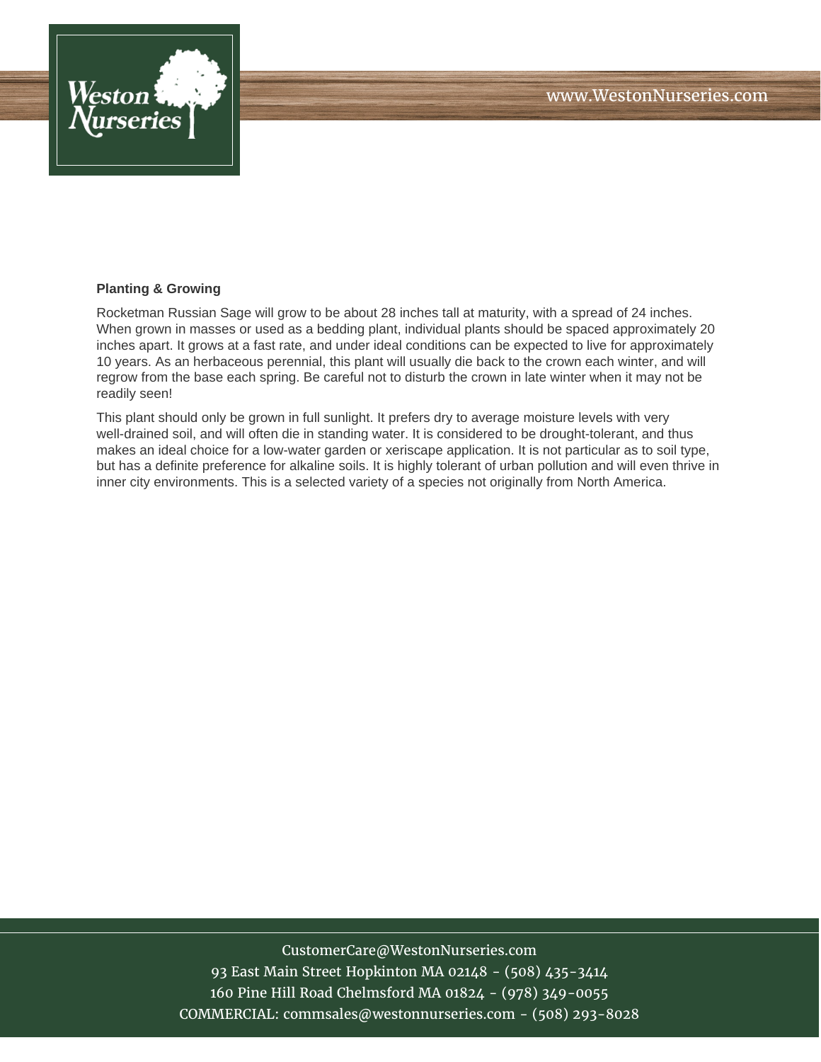**Planting & Growing**

Rocketman Russian Sage will grow to be about 28 inches tall at maturity, with a spread of 24 inches. When grown in masses or used as a bedding plant, individual plants should be spaced approximately 20 inches apart. It grows at a fast rate, and under ideal conditions can be expected to live for approximately 10 years. As an herbaceous perennial, this plant will usually die back to the crown each winter, and will regrow from the base each spring. Be careful not to disturb the crown in late winter when it may not be readily seen!

This plant should only be grown in full sunlight. It prefers dry to average moisture levels with very well-drained soil, and will often die in standing water. It is considered to be drought-tolerant, and thus makes an ideal choice for a low-water garden or xeriscape application. It is not particular as to soil type, but has a definite preference for alkaline soils. It is highly tolerant of urban pollution and will even thrive in inner city environments. This is a selected variety of a species not originally from North America.